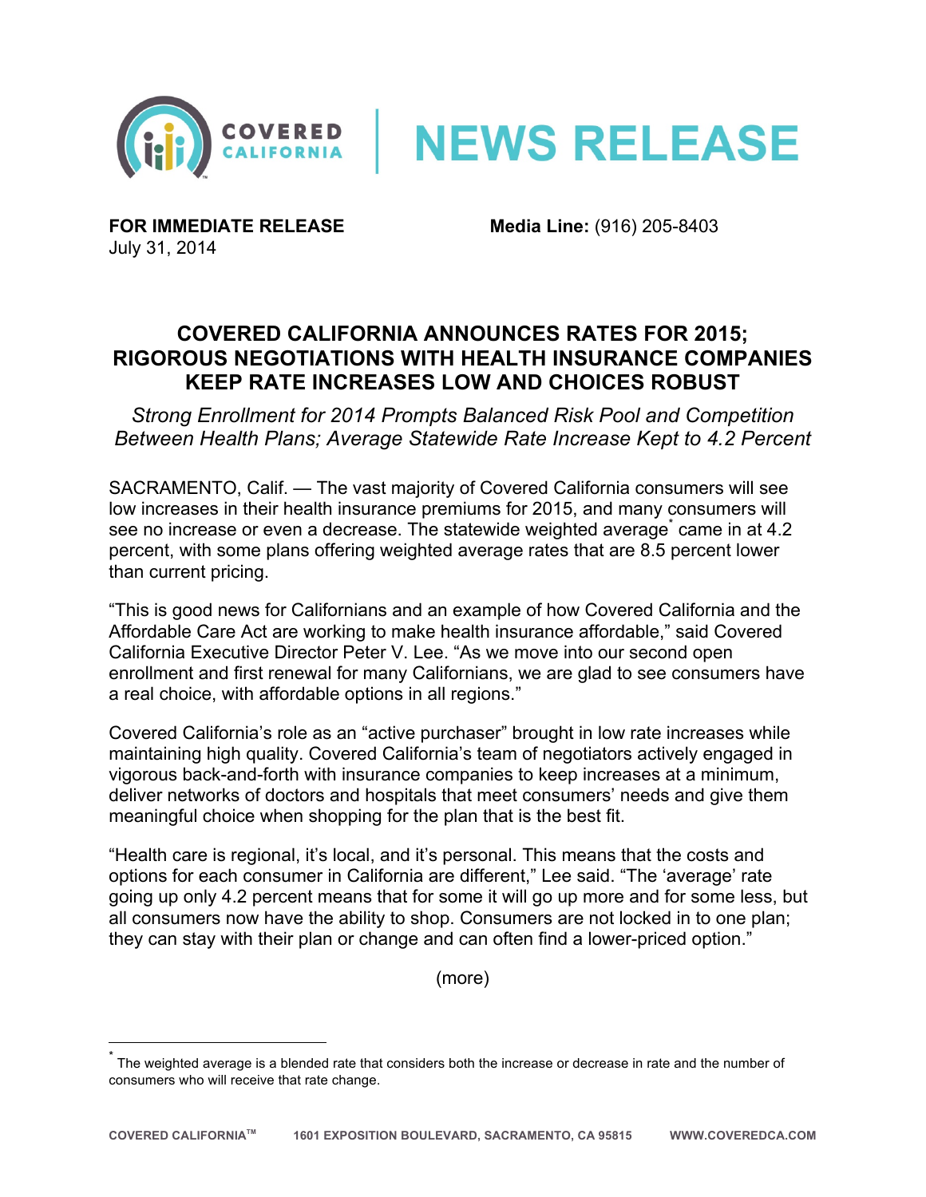**NEWS RELEASE**

**FOR IMMEDIATE RELEASE**
July 31, 2014

**Media Line:** (916) 205-8403

# COVERED CALIFORNIA ANNOUNCES RATES FOR 2015; RIGOROUS NEGOTIATIONS WITH HEALTH INSURANCE COMPANIES KEEP RATE INCREASES LOW AND CHOICES ROBUST

*Strong Enrollment for 2014 Prompts Balanced Risk Pool and Competition Between Health Plans; Average Statewide Rate Increase Kept to 4.2 Percent*

SACRAMENTO, Calif. — The vast majority of Covered California consumers will see low increases in their health insurance premiums for 2015, and many consumers will see no increase or even a decrease. The statewide weighted average[*] came in at 4.2 percent, with some plans offering weighted average rates that are 8.5 percent lower than current pricing.

"This is good news for Californians and an example of how Covered California and the Affordable Care Act are working to make health insurance affordable," said Covered California Executive Director Peter V. Lee. "As we move into our second open enrollment and first renewal for many Californians, we are glad to see consumers have a real choice, with affordable options in all regions."

Covered California's role as an "active purchaser" brought in low rate increases while maintaining high quality. Covered California's team of negotiators actively engaged in vigorous back-and-forth with insurance companies to keep increases at a minimum, deliver networks of doctors and hospitals that meet consumers' needs and give them meaningful choice when shopping for the plan that is the best fit.

"Health care is regional, it's local, and it's personal. This means that the costs and options for each consumer in California are different," Lee said. "The 'average' rate going up only 4.2 percent means that for some it will go up more and for some less, but all consumers now have the ability to shop. Consumers are not locked in to one plan; they can stay with their plan or change and can often find a lower-priced option."

(more)

[*] The weighted average is a blended rate that considers both the increase or decrease in rate and the number of consumers who will receive that rate change.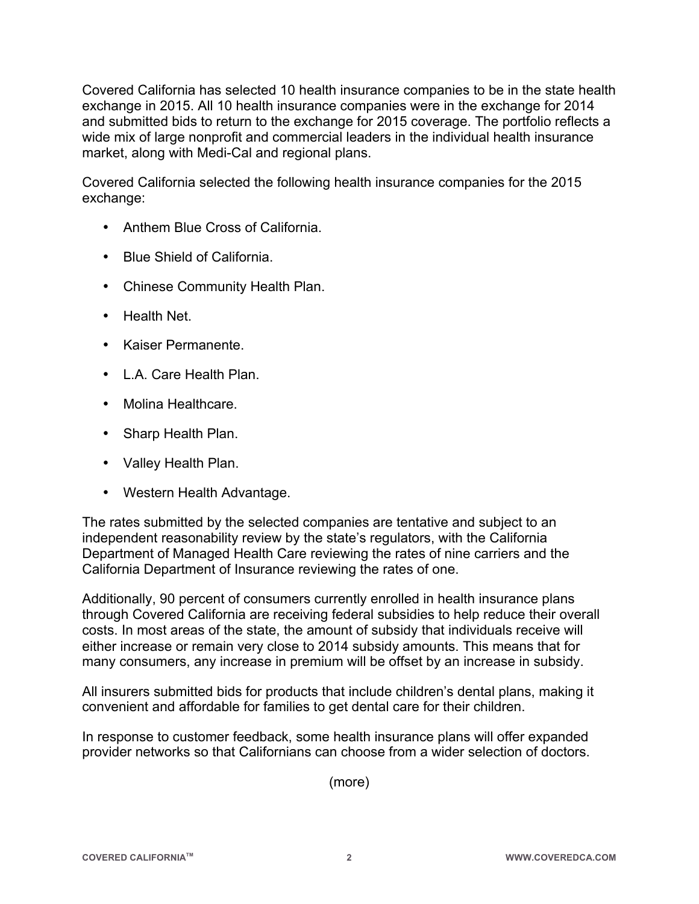Covered California has selected 10 health insurance companies to be in the state health exchange in 2015. All 10 health insurance companies were in the exchange for 2014 and submitted bids to return to the exchange for 2015 coverage. The portfolio reflects a wide mix of large nonprofit and commercial leaders in the individual health insurance market, along with Medi-Cal and regional plans.

Covered California selected the following health insurance companies for the 2015 exchange:

- Anthem Blue Cross of California.
- Blue Shield of California.
- Chinese Community Health Plan.
- Health Net.
- Kaiser Permanente.
- L.A. Care Health Plan.
- Molina Healthcare.
- Sharp Health Plan.
- Valley Health Plan.
- Western Health Advantage.

The rates submitted by the selected companies are tentative and subject to an independent reasonability review by the state's regulators, with the California Department of Managed Health Care reviewing the rates of nine carriers and the California Department of Insurance reviewing the rates of one.

Additionally, 90 percent of consumers currently enrolled in health insurance plans through Covered California are receiving federal subsidies to help reduce their overall costs. In most areas of the state, the amount of subsidy that individuals receive will either increase or remain very close to 2014 subsidy amounts. This means that for many consumers, any increase in premium will be offset by an increase in subsidy.

All insurers submitted bids for products that include children's dental plans, making it convenient and affordable for families to get dental care for their children.

In response to customer feedback, some health insurance plans will offer expanded provider networks so that Californians can choose from a wider selection of doctors.

(more)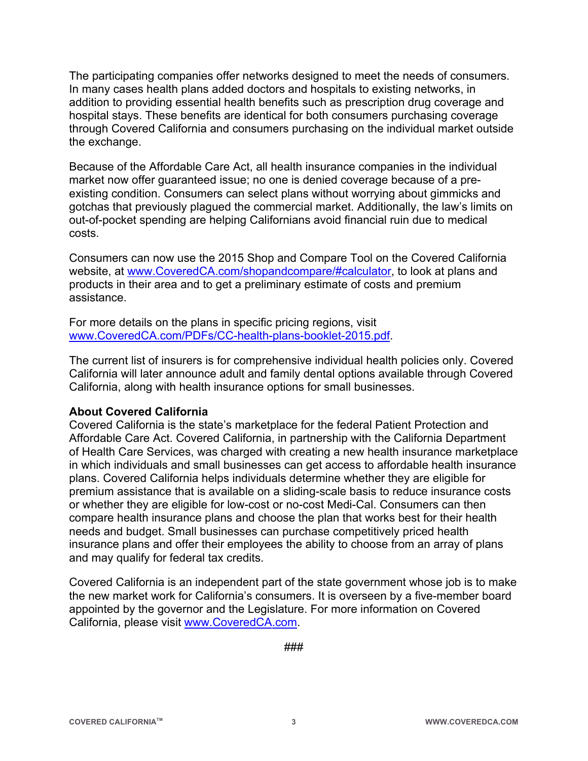The participating companies offer networks designed to meet the needs of consumers. In many cases health plans added doctors and hospitals to existing networks, in addition to providing essential health benefits such as prescription drug coverage and hospital stays. These benefits are identical for both consumers purchasing coverage through Covered California and consumers purchasing on the individual market outside the exchange.

Because of the Affordable Care Act, all health insurance companies in the individual market now offer guaranteed issue; no one is denied coverage because of a pre-existing condition. Consumers can select plans without worrying about gimmicks and gotchas that previously plagued the commercial market. Additionally, the law's limits on out-of-pocket spending are helping Californians avoid financial ruin due to medical costs.

Consumers can now use the 2015 Shop and Compare Tool on the Covered California website, at [www.CoveredCA.com/shopandcompare/#calculator](www.CoveredCA.com/shopandcompare/#calculator), to look at plans and products in their area and to get a preliminary estimate of costs and premium assistance.

For more details on the plans in specific pricing regions, visit [www.CoveredCA.com/PDFs/CC-health-plans-booklet-2015.pdf](www.CoveredCA.com/PDFs/CC-health-plans-booklet-2015.pdf).

The current list of insurers is for comprehensive individual health policies only. Covered California will later announce adult and family dental options available through Covered California, along with health insurance options for small businesses.

**About Covered California**

Covered California is the state's marketplace for the federal Patient Protection and Affordable Care Act. Covered California, in partnership with the California Department of Health Care Services, was charged with creating a new health insurance marketplace in which individuals and small businesses can get access to affordable health insurance plans. Covered California helps individuals determine whether they are eligible for premium assistance that is available on a sliding-scale basis to reduce insurance costs or whether they are eligible for low-cost or no-cost Medi-Cal. Consumers can then compare health insurance plans and choose the plan that works best for their health needs and budget. Small businesses can purchase competitively priced health insurance plans and offer their employees the ability to choose from an array of plans and may qualify for federal tax credits.

Covered California is an independent part of the state government whose job is to make the new market work for California's consumers. It is overseen by a five-member board appointed by the governor and the Legislature. For more information on Covered California, please visit [www.CoveredCA.com](www.CoveredCA.com).

###